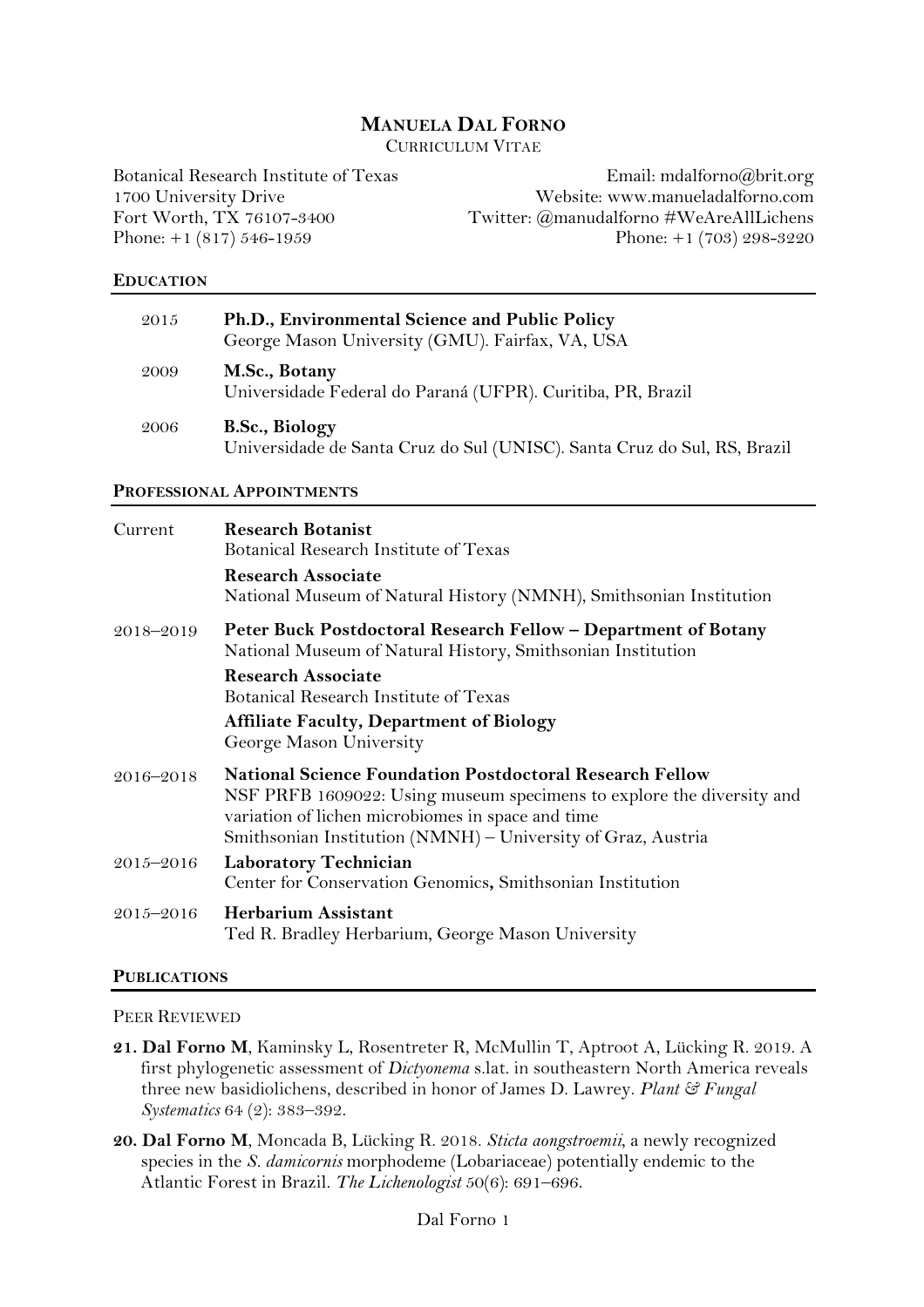# Manuela Dal Forno

Curriculum Vitae

Botanical Research Institute of Texas
1700 University Drive
Fort Worth, TX 76107-3400
Phone: +1 (817) 546-1959

Email: mdalforno@brit.org
Website: www.manueladalforno.com
Twitter: @manudalforno #WeAreAllLichens
Phone: +1 (703) 298-3220

## Education

| | |
|---|---|
| 2015 | **Ph.D., Environmental Science and Public Policy**<br>George Mason University (GMU). Fairfax, VA, USA |
| 2009 | **M.Sc., Botany**<br>Universidade Federal do Paraná (UFPR). Curitiba, PR, Brazil |
| 2006 | **B.Sc., Biology**<br>Universidade de Santa Cruz do Sul (UNISC). Santa Cruz do Sul, RS, Brazil |

## Professional Appointments

| | |
|---|---|
| Current | **Research Botanist**<br>Botanical Research Institute of Texas<br>**Research Associate**<br>National Museum of Natural History (NMNH), Smithsonian Institution |
| 2018–2019 | **Peter Buck Postdoctoral Research Fellow – Department of Botany**<br>National Museum of Natural History, Smithsonian Institution<br>**Research Associate**<br>Botanical Research Institute of Texas<br>**Affiliate Faculty, Department of Biology**<br>George Mason University |
| 2016–2018 | **National Science Foundation Postdoctoral Research Fellow**<br>NSF PRFB 1609022: Using museum specimens to explore the diversity and variation of lichen microbiomes in space and time<br>Smithsonian Institution (NMNH) – University of Graz, Austria |
| 2015–2016 | **Laboratory Technician**<br>Center for Conservation Genomics**,** Smithsonian Institution |
| 2015–2016 | **Herbarium Assistant**<br>Ted R. Bradley Herbarium, George Mason University |

## Publications

### Peer Reviewed

**21. Dal Forno M**, Kaminsky L, Rosentreter R, McMullin T, Aptroot A, Lücking R. 2019. A first phylogenetic assessment of *Dictyonema* s.lat. in southeastern North America reveals three new basidiolichens, described in honor of James D. Lawrey. *Plant & Fungal Systematics* 64 (2): 383–392.

**20. Dal Forno M**, Moncada B, Lücking R. 2018. *Sticta aongstroemii*, a newly recognized species in the *S. damicornis* morphodeme (Lobariaceae) potentially endemic to the Atlantic Forest in Brazil. *The Lichenologist* 50(6): 691–696.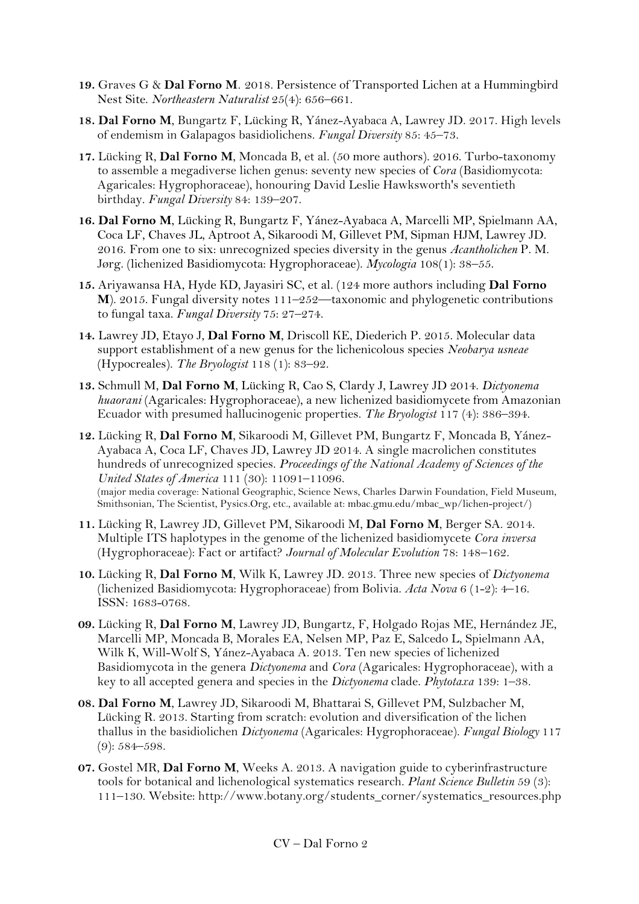**19.** Graves G & **Dal Forno M**. 2018. Persistence of Transported Lichen at a Hummingbird Nest Site. *Northeastern Naturalist* 25(4): 656–661.

**18. Dal Forno M**, Bungartz F, Lücking R, Yánez-Ayabaca A, Lawrey JD. 2017. High levels of endemism in Galapagos basidiolichens. *Fungal Diversity* 85: 45–73.

**17.** Lücking R, **Dal Forno M**, Moncada B, et al. (50 more authors). 2016. Turbo-taxonomy to assemble a megadiverse lichen genus: seventy new species of *Cora* (Basidiomycota: Agaricales: Hygrophoraceae), honouring David Leslie Hawksworth's seventieth birthday. *Fungal Diversity* 84: 139–207.

**16. Dal Forno M**, Lücking R, Bungartz F, Yánez-Ayabaca A, Marcelli MP, Spielmann AA, Coca LF, Chaves JL, Aptroot A, Sikaroodi M, Gillevet PM, Sipman HJM, Lawrey JD. 2016. From one to six: unrecognized species diversity in the genus *Acantholichen* P. M. Jørg. (lichenized Basidiomycota: Hygrophoraceae). *Mycologia* 108(1): 38–55.

**15.** Ariyawansa HA, Hyde KD, Jayasiri SC, et al. (124 more authors including **Dal Forno M**). 2015. Fungal diversity notes 111–252—taxonomic and phylogenetic contributions to fungal taxa. *Fungal Diversity* 75: 27–274.

**14.** Lawrey JD, Etayo J, **Dal Forno M**, Driscoll KE, Diederich P. 2015. Molecular data support establishment of a new genus for the lichenicolous species *Neobarya usneae* (Hypocreales). *The Bryologist* 118 (1): 83–92.

**13.** Schmull M, **Dal Forno M**, Lücking R, Cao S, Clardy J, Lawrey JD 2014. *Dictyonema huaorani* (Agaricales: Hygrophoraceae), a new lichenized basidiomycete from Amazonian Ecuador with presumed hallucinogenic properties. *The Bryologist* 117 (4): 386–394.

**12.** Lücking R, **Dal Forno M**, Sikaroodi M, Gillevet PM, Bungartz F, Moncada B, Yánez-Ayabaca A, Coca LF, Chaves JD, Lawrey JD 2014. A single macrolichen constitutes hundreds of unrecognized species. *Proceedings of the National Academy of Sciences of the United States of America* 111 (30): 11091–11096.
(major media coverage: National Geographic, Science News, Charles Darwin Foundation, Field Museum, Smithsonian, The Scientist, Pysics.Org, etc., available at: mbac.gmu.edu/mbac_wp/lichen-project/)

**11.** Lücking R, Lawrey JD, Gillevet PM, Sikaroodi M, **Dal Forno M**, Berger SA. 2014. Multiple ITS haplotypes in the genome of the lichenized basidiomycete *Cora inversa* (Hygrophoraceae): Fact or artifact? *Journal of Molecular Evolution* 78: 148–162.

**10.** Lücking R, **Dal Forno M**, Wilk K, Lawrey JD. 2013. Three new species of *Dictyonema* (lichenized Basidiomycota: Hygrophoraceae) from Bolivia. *Acta Nova* 6 (1-2): 4–16. ISSN: 1683-0768.

**09.** Lücking R, **Dal Forno M**, Lawrey JD, Bungartz, F, Holgado Rojas ME, Hernández JE, Marcelli MP, Moncada B, Morales EA, Nelsen MP, Paz E, Salcedo L, Spielmann AA, Wilk K, Will-Wolf S, Yánez-Ayabaca A. 2013. Ten new species of lichenized Basidiomycota in the genera *Dictyonema* and *Cora* (Agaricales: Hygrophoraceae), with a key to all accepted genera and species in the *Dictyonema* clade. *Phytotaxa* 139: 1–38.

**08. Dal Forno M**, Lawrey JD, Sikaroodi M, Bhattarai S, Gillevet PM, Sulzbacher M, Lücking R. 2013. Starting from scratch: evolution and diversification of the lichen thallus in the basidiolichen *Dictyonema* (Agaricales: Hygrophoraceae). *Fungal Biology* 117 (9): 584–598.

**07.** Gostel MR, **Dal Forno M**, Weeks A. 2013. A navigation guide to cyberinfrastructure tools for botanical and lichenological systematics research. *Plant Science Bulletin* 59 (3): 111–130. Website: http://www.botany.org/students_corner/systematics_resources.php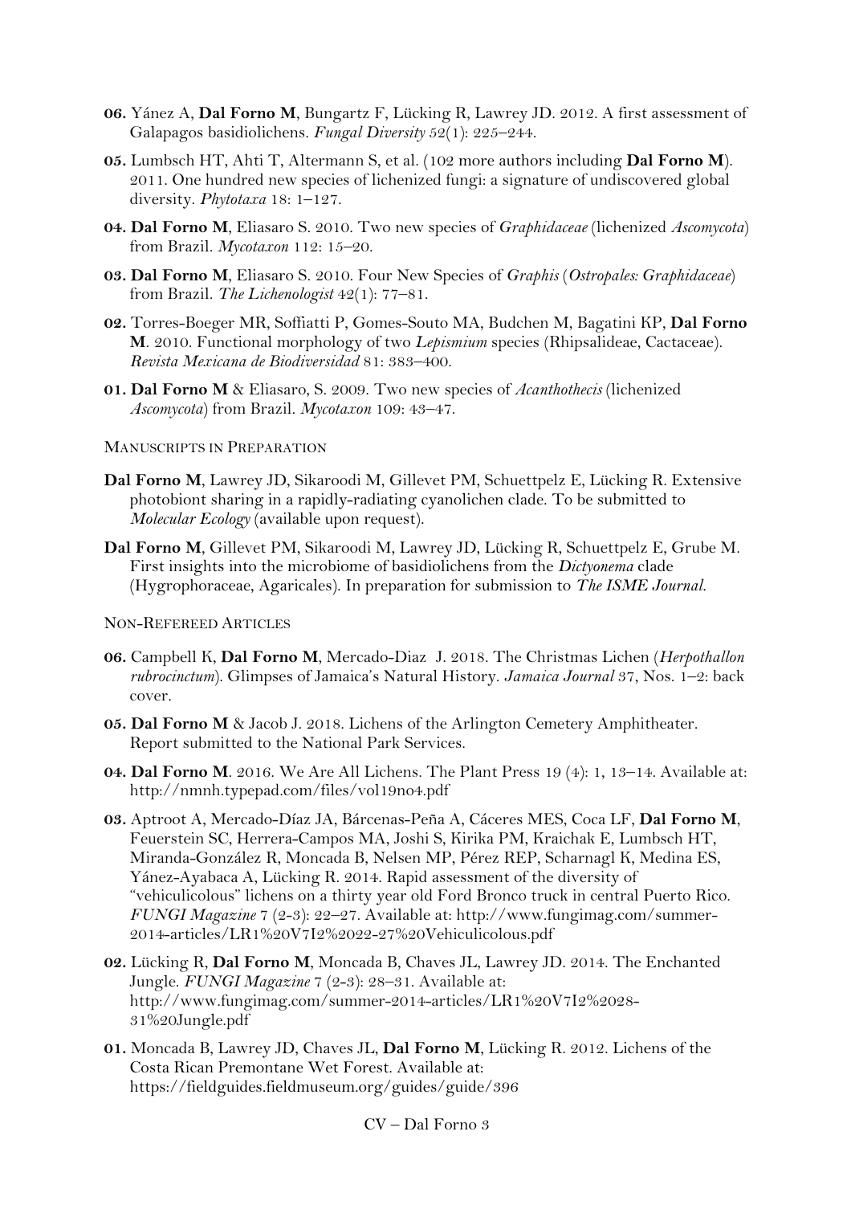**06.** Yánez A, **Dal Forno M**, Bungartz F, Lücking R, Lawrey JD. 2012. A first assessment of Galapagos basidiolichens. *Fungal Diversity* 52(1): 225–244.

**05.** Lumbsch HT, Ahti T, Altermann S, et al. (102 more authors including **Dal Forno M**). 2011. One hundred new species of lichenized fungi: a signature of undiscovered global diversity. *Phytotaxa* 18: 1–127.

**04. Dal Forno M**, Eliasaro S. 2010. Two new species of *Graphidaceae* (lichenized *Ascomycota*) from Brazil. *Mycotaxon* 112: 15–20.

**03. Dal Forno M**, Eliasaro S. 2010. Four New Species of *Graphis* (*Ostropales: Graphidaceae*) from Brazil. *The Lichenologist* 42(1): 77–81.

**02.** Torres-Boeger MR, Soffiatti P, Gomes-Souto MA, Budchen M, Bagatini KP, **Dal Forno M**. 2010. Functional morphology of two *Lepismium* species (Rhipsalideae, Cactaceae). *Revista Mexicana de Biodiversidad* 81: 383–400.

**01. Dal Forno M** & Eliasaro, S. 2009. Two new species of *Acanthothecis* (lichenized *Ascomycota*) from Brazil. *Mycotaxon* 109: 43–47.

MANUSCRIPTS IN PREPARATION

**Dal Forno M**, Lawrey JD, Sikaroodi M, Gillevet PM, Schuettpelz E, Lücking R. Extensive photobiont sharing in a rapidly-radiating cyanolichen clade. To be submitted to *Molecular Ecology* (available upon request).

**Dal Forno M**, Gillevet PM, Sikaroodi M, Lawrey JD, Lücking R, Schuettpelz E, Grube M. First insights into the microbiome of basidiolichens from the *Dictyonema* clade (Hygrophoraceae, Agaricales). In preparation for submission to *The ISME Journal.*

NON-REFEREED ARTICLES

**06.** Campbell K, **Dal Forno M**, Mercado-Diaz J. 2018. The Christmas Lichen (*Herpothallon rubrocinctum*). Glimpses of Jamaica's Natural History. *Jamaica Journal* 37, Nos. 1–2: back cover.

**05. Dal Forno M** & Jacob J. 2018. Lichens of the Arlington Cemetery Amphitheater. Report submitted to the National Park Services.

**04. Dal Forno M**. 2016. We Are All Lichens. The Plant Press 19 (4): 1, 13–14. Available at: http://nmnh.typepad.com/files/vol19no4.pdf

**03.** Aptroot A, Mercado-Díaz JA, Bárcenas-Peña A, Cáceres MES, Coca LF, **Dal Forno M**, Feuerstein SC, Herrera-Campos MA, Joshi S, Kirika PM, Kraichak E, Lumbsch HT, Miranda-González R, Moncada B, Nelsen MP, Pérez REP, Scharnagl K, Medina ES, Yánez-Ayabaca A, Lücking R. 2014. Rapid assessment of the diversity of "vehiculicolous" lichens on a thirty year old Ford Bronco truck in central Puerto Rico. *FUNGI Magazine* 7 (2-3): 22–27. Available at: http://www.fungimag.com/summer-2014-articles/LR1%20V7I2%2022-27%20Vehiculicolous.pdf

**02.** Lücking R, **Dal Forno M**, Moncada B, Chaves JL, Lawrey JD. 2014. The Enchanted Jungle. *FUNGI Magazine* 7 (2-3): 28–31. Available at: http://www.fungimag.com/summer-2014-articles/LR1%20V7I2%2028-31%20Jungle.pdf

**01.** Moncada B, Lawrey JD, Chaves JL, **Dal Forno M**, Lücking R. 2012. Lichens of the Costa Rican Premontane Wet Forest. Available at: https://fieldguides.fieldmuseum.org/guides/guide/396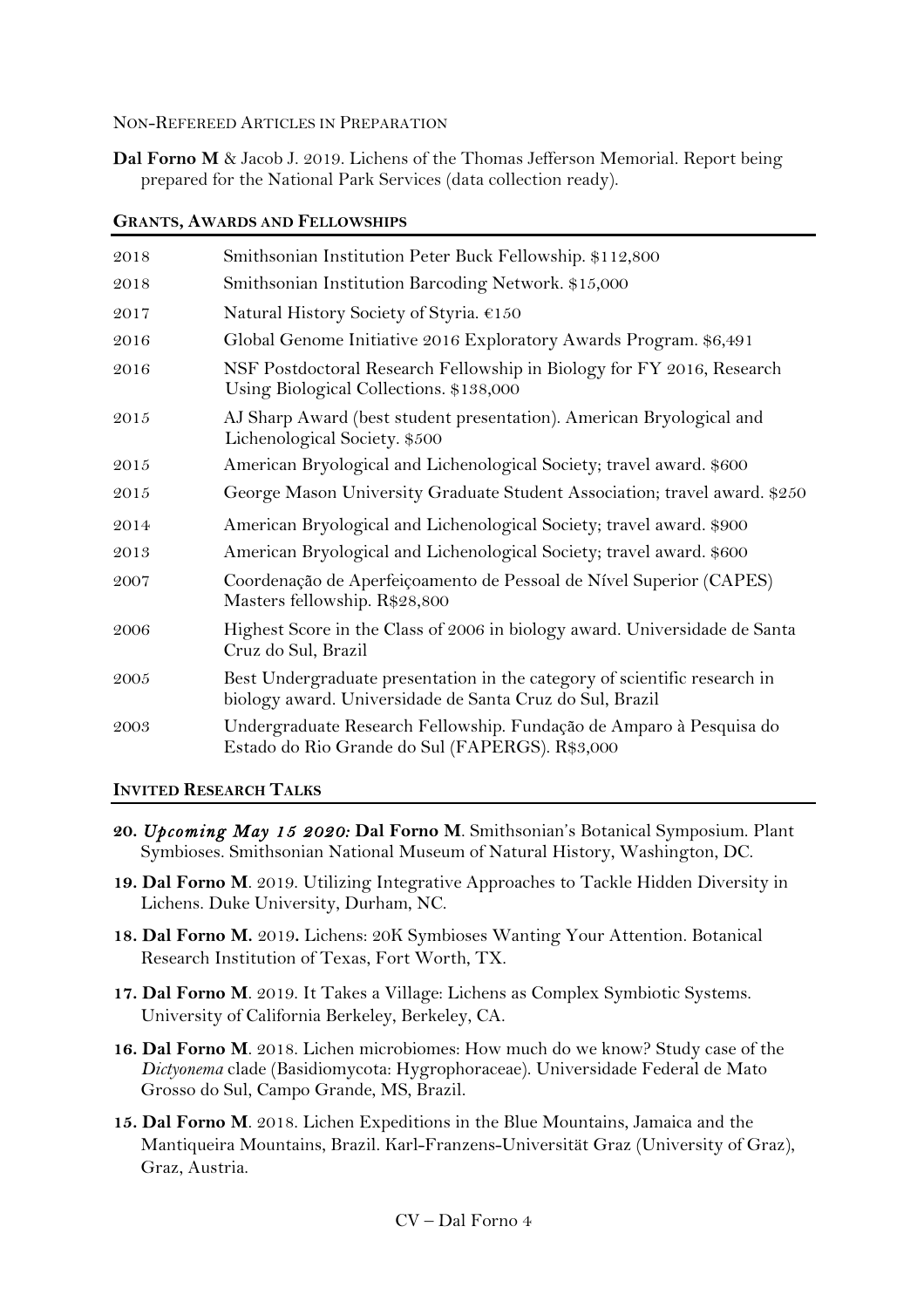### Non-Refereed Articles in Preparation

**Dal Forno M** & Jacob J. 2019. Lichens of the Thomas Jefferson Memorial. Report being prepared for the National Park Services (data collection ready).

## Grants, Awards and Fellowships

| | |
|---|---|
| 2018 | Smithsonian Institution Peter Buck Fellowship. $112,800 |
| 2018 | Smithsonian Institution Barcoding Network. $15,000 |
| 2017 | Natural History Society of Styria. €150 |
| 2016 | Global Genome Initiative 2016 Exploratory Awards Program. $6,491 |
| 2016 | NSF Postdoctoral Research Fellowship in Biology for FY 2016, Research Using Biological Collections. $138,000 |
| 2015 | AJ Sharp Award (best student presentation). American Bryological and Lichenological Society. $500 |
| 2015 | American Bryological and Lichenological Society; travel award. $600 |
| 2015 | George Mason University Graduate Student Association; travel award. $250 |
| 2014 | American Bryological and Lichenological Society; travel award. $900 |
| 2013 | American Bryological and Lichenological Society; travel award. $600 |
| 2007 | Coordenação de Aperfeiçoamento de Pessoal de Nível Superior (CAPES) Masters fellowship. R$28,800 |
| 2006 | Highest Score in the Class of 2006 in biology award. Universidade de Santa Cruz do Sul, Brazil |
| 2005 | Best Undergraduate presentation in the category of scientific research in biology award. Universidade de Santa Cruz do Sul, Brazil |
| 2003 | Undergraduate Research Fellowship. Fundação de Amparo à Pesquisa do Estado do Rio Grande do Sul (FAPERGS). R$3,000 |

## Invited Research Talks

**20.** ***Upcoming May 15 2020:*** **Dal Forno M**. Smithsonian's Botanical Symposium. Plant Symbioses. Smithsonian National Museum of Natural History, Washington, DC.

**19. Dal Forno M**. 2019. Utilizing Integrative Approaches to Tackle Hidden Diversity in Lichens. Duke University, Durham, NC.

**18. Dal Forno M.** 2019**.** Lichens: 20K Symbioses Wanting Your Attention. Botanical Research Institution of Texas, Fort Worth, TX.

**17. Dal Forno M**. 2019. It Takes a Village: Lichens as Complex Symbiotic Systems. University of California Berkeley, Berkeley, CA.

**16. Dal Forno M**. 2018. Lichen microbiomes: How much do we know? Study case of the *Dictyonema* clade (Basidiomycota: Hygrophoraceae). Universidade Federal de Mato Grosso do Sul, Campo Grande, MS, Brazil.

**15. Dal Forno M**. 2018. Lichen Expeditions in the Blue Mountains, Jamaica and the Mantiqueira Mountains, Brazil. Karl-Franzens-Universität Graz (University of Graz), Graz, Austria.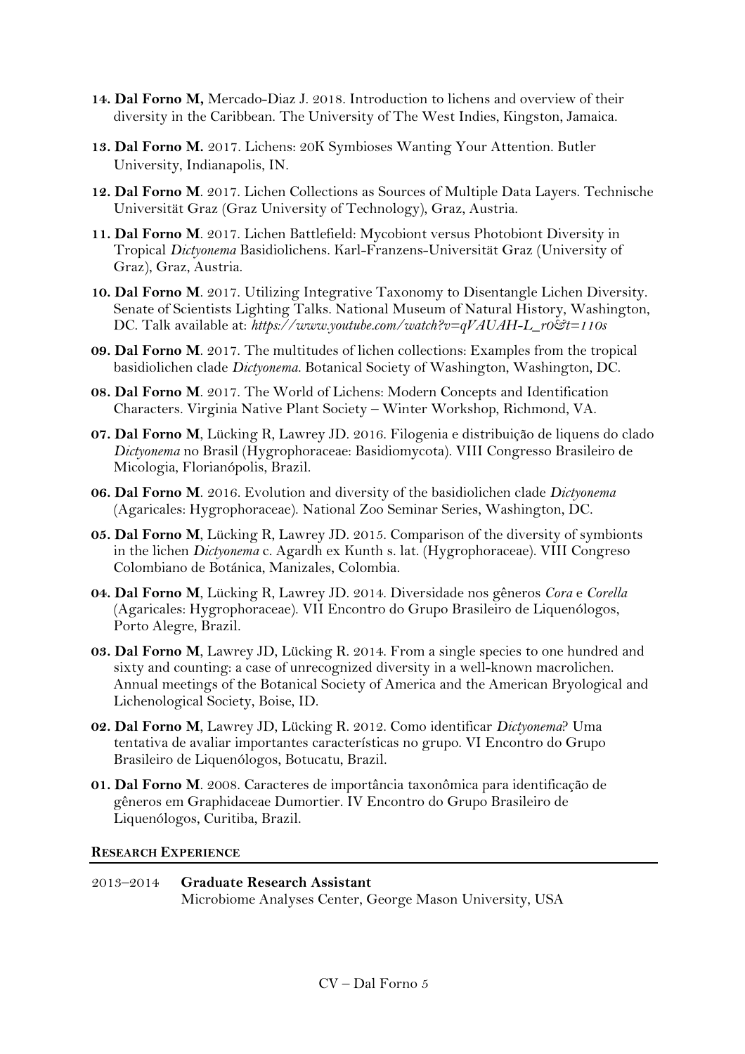**14. Dal Forno M,** Mercado-Diaz J. 2018. Introduction to lichens and overview of their diversity in the Caribbean. The University of The West Indies, Kingston, Jamaica.

**13. Dal Forno M.** 2017. Lichens: 20K Symbioses Wanting Your Attention. Butler University, Indianapolis, IN.

**12. Dal Forno M**. 2017. Lichen Collections as Sources of Multiple Data Layers. Technische Universität Graz (Graz University of Technology), Graz, Austria.

**11. Dal Forno M**. 2017. Lichen Battlefield: Mycobiont versus Photobiont Diversity in Tropical *Dictyonema* Basidiolichens. Karl-Franzens-Universität Graz (University of Graz), Graz, Austria.

**10. Dal Forno M**. 2017. Utilizing Integrative Taxonomy to Disentangle Lichen Diversity. Senate of Scientists Lighting Talks. National Museum of Natural History, Washington, DC. Talk available at: *https://www.youtube.com/watch?v=qVAUAH-L_r0&t=110s*

**09. Dal Forno M**. 2017. The multitudes of lichen collections: Examples from the tropical basidiolichen clade *Dictyonema*. Botanical Society of Washington, Washington, DC.

**08. Dal Forno M**. 2017. The World of Lichens: Modern Concepts and Identification Characters. Virginia Native Plant Society – Winter Workshop, Richmond, VA.

**07. Dal Forno M**, Lücking R, Lawrey JD. 2016. Filogenia e distribuição de liquens do clado *Dictyonema* no Brasil (Hygrophoraceae: Basidiomycota). VIII Congresso Brasileiro de Micologia, Florianópolis, Brazil.

**06. Dal Forno M**. 2016. Evolution and diversity of the basidiolichen clade *Dictyonema* (Agaricales: Hygrophoraceae). National Zoo Seminar Series, Washington, DC.

**05. Dal Forno M**, Lücking R, Lawrey JD. 2015. Comparison of the diversity of symbionts in the lichen *Dictyonema* c. Agardh ex Kunth s. lat. (Hygrophoraceae). VIII Congreso Colombiano de Botánica, Manizales, Colombia.

**04. Dal Forno M**, Lücking R, Lawrey JD. 2014. Diversidade nos gêneros *Cora* e *Corella* (Agaricales: Hygrophoraceae). VII Encontro do Grupo Brasileiro de Liquenólogos, Porto Alegre, Brazil.

**03. Dal Forno M**, Lawrey JD, Lücking R. 2014. From a single species to one hundred and sixty and counting: a case of unrecognized diversity in a well-known macrolichen. Annual meetings of the Botanical Society of America and the American Bryological and Lichenological Society, Boise, ID.

**02. Dal Forno M**, Lawrey JD, Lücking R. 2012. Como identificar *Dictyonema*? Uma tentativa de avaliar importantes características no grupo. VI Encontro do Grupo Brasileiro de Liquenólogos, Botucatu, Brazil.

**01. Dal Forno M**. 2008. Caracteres de importância taxonômica para identificação de gêneros em Graphidaceae Dumortier. IV Encontro do Grupo Brasileiro de Liquenólogos, Curitiba, Brazil.

## Research Experience

2013–2014 **Graduate Research Assistant**
Microbiome Analyses Center, George Mason University, USA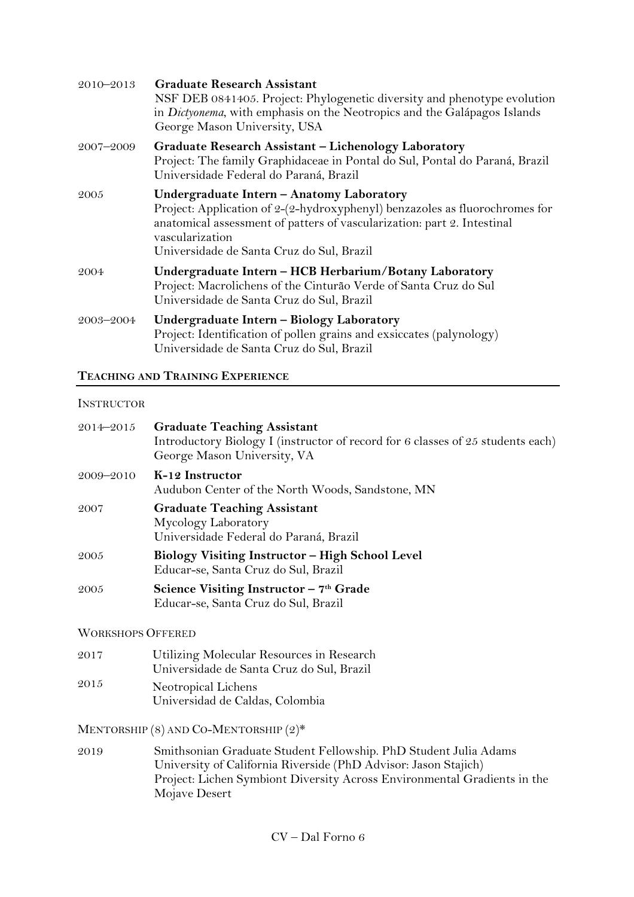2010–2013 **Graduate Research Assistant**
NSF DEB 0841405. Project: Phylogenetic diversity and phenotype evolution in *Dictyonema*, with emphasis on the Neotropics and the Galápagos Islands
George Mason University, USA

2007–2009 **Graduate Research Assistant – Lichenology Laboratory**
Project: The family Graphidaceae in Pontal do Sul, Pontal do Paraná, Brazil
Universidade Federal do Paraná, Brazil

2005 **Undergraduate Intern – Anatomy Laboratory**
Project: Application of 2-(2-hydroxyphenyl) benzazoles as fluorochromes for anatomical assessment of patters of vascularization: part 2. Intestinal vascularization
Universidade de Santa Cruz do Sul, Brazil

2004 **Undergraduate Intern – HCB Herbarium/Botany Laboratory**
Project: Macrolichens of the Cinturão Verde of Santa Cruz do Sul
Universidade de Santa Cruz do Sul, Brazil

2003–2004 **Undergraduate Intern – Biology Laboratory**
Project: Identification of pollen grains and exsiccates (palynology)
Universidade de Santa Cruz do Sul, Brazil

## Teaching and Training Experience

### Instructor

2014–2015 **Graduate Teaching Assistant**
Introductory Biology I (instructor of record for 6 classes of 25 students each)
George Mason University, VA

2009–2010 **K-12 Instructor**
Audubon Center of the North Woods, Sandstone, MN

2007 **Graduate Teaching Assistant**
Mycology Laboratory
Universidade Federal do Paraná, Brazil

2005 **Biology Visiting Instructor – High School Level**
Educar-se, Santa Cruz do Sul, Brazil

2005 **Science Visiting Instructor – 7th Grade**
Educar-se, Santa Cruz do Sul, Brazil

### Workshops Offered

2017 Utilizing Molecular Resources in Research
Universidade de Santa Cruz do Sul, Brazil

2015 Neotropical Lichens
Universidad de Caldas, Colombia

### Mentorship (8) and Co-Mentorship (2)*

2019 Smithsonian Graduate Student Fellowship. PhD Student Julia Adams
University of California Riverside (PhD Advisor: Jason Stajich)
Project: Lichen Symbiont Diversity Across Environmental Gradients in the Mojave Desert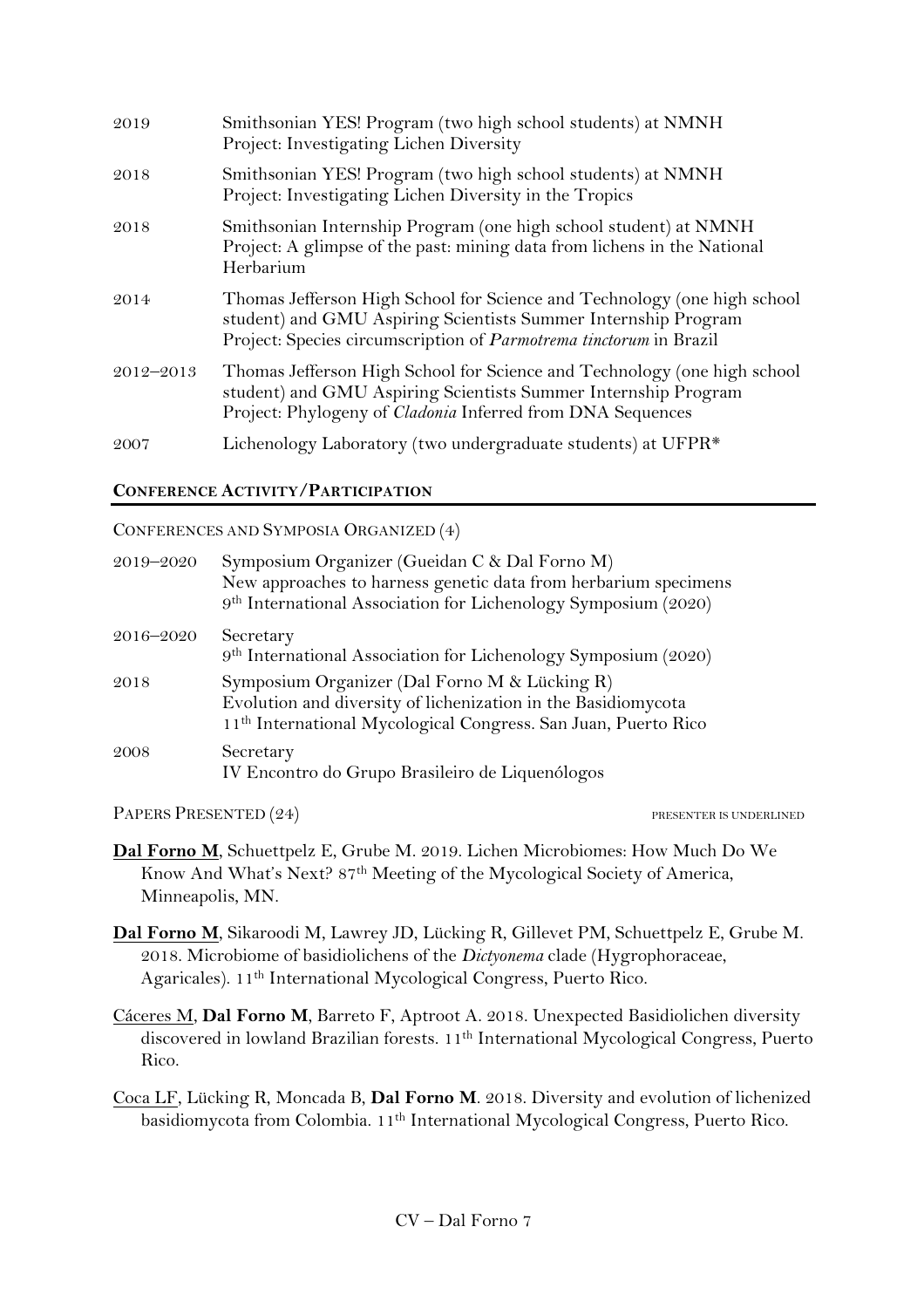| | |
|---|---|
| 2019 | Smithsonian YES! Program (two high school students) at NMNH<br>Project: Investigating Lichen Diversity |
| 2018 | Smithsonian YES! Program (two high school students) at NMNH<br>Project: Investigating Lichen Diversity in the Tropics |
| 2018 | Smithsonian Internship Program (one high school student) at NMNH<br>Project: A glimpse of the past: mining data from lichens in the National Herbarium |
| 2014 | Thomas Jefferson High School for Science and Technology (one high school student) and GMU Aspiring Scientists Summer Internship Program<br>Project: Species circumscription of *Parmotrema tinctorum* in Brazil |
| 2012–2013 | Thomas Jefferson High School for Science and Technology (one high school student) and GMU Aspiring Scientists Summer Internship Program<br>Project: Phylogeny of *Cladonia* Inferred from DNA Sequences |
| 2007 | Lichenology Laboratory (two undergraduate students) at UFPR* |

## CONFERENCE ACTIVITY/PARTICIPATION

CONFERENCES AND SYMPOSIA ORGANIZED (4)

| | |
|---|---|
| 2019–2020 | Symposium Organizer (Gueidan C & Dal Forno M)<br>New approaches to harness genetic data from herbarium specimens<br>9th International Association for Lichenology Symposium (2020) |
| 2016–2020 | Secretary<br>9th International Association for Lichenology Symposium (2020) |
| 2018 | Symposium Organizer (Dal Forno M & Lücking R)<br>Evolution and diversity of lichenization in the Basidiomycota<br>11th International Mycological Congress. San Juan, Puerto Rico |
| 2008 | Secretary<br>IV Encontro do Grupo Brasileiro de Liquenólogos |

PAPERS PRESENTED (24) PRESENTER IS UNDERLINED

<u>**Dal Forno M**</u>, Schuettpelz E, Grube M. 2019. Lichen Microbiomes: How Much Do We Know And What's Next? 87th Meeting of the Mycological Society of America, Minneapolis, MN.

<u>**Dal Forno M**</u>, Sikaroodi M, Lawrey JD, Lücking R, Gillevet PM, Schuettpelz E, Grube M. 2018. Microbiome of basidiolichens of the *Dictyonema* clade (Hygrophoraceae, Agaricales). 11th International Mycological Congress, Puerto Rico.

<u>Cáceres M</u>, **Dal Forno M**, Barreto F, Aptroot A. 2018. Unexpected Basidiolichen diversity discovered in lowland Brazilian forests. 11th International Mycological Congress, Puerto Rico.

<u>Coca LF</u>, Lücking R, Moncada B, **Dal Forno M**. 2018. Diversity and evolution of lichenized basidiomycota from Colombia. 11th International Mycological Congress, Puerto Rico.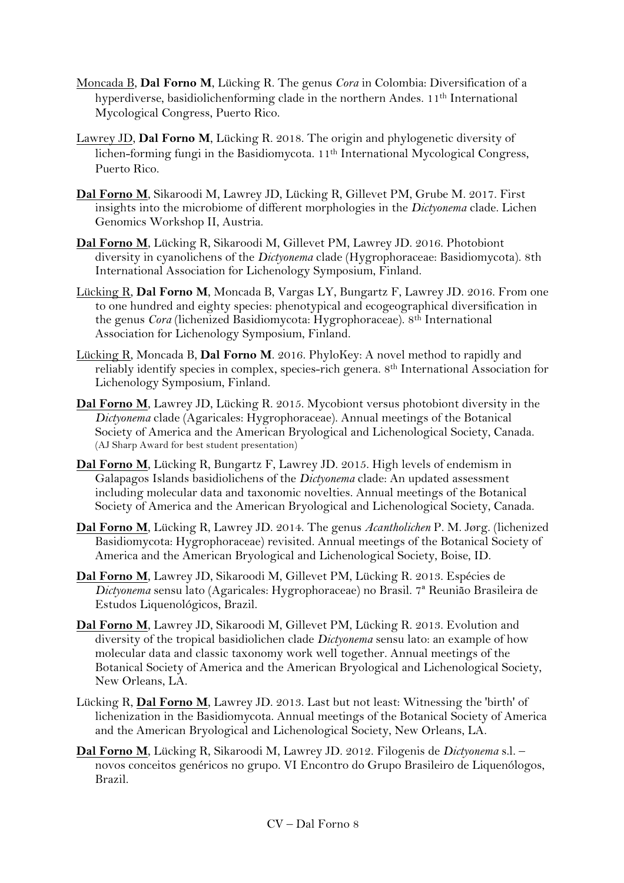<u>Moncada B</u>, **Dal Forno M**, Lücking R. The genus *Cora* in Colombia: Diversification of a hyperdiverse, basidiolichenforming clade in the northern Andes. 11th International Mycological Congress, Puerto Rico.

<u>Lawrey JD</u>, **Dal Forno M**, Lücking R. 2018. The origin and phylogenetic diversity of lichen-forming fungi in the Basidiomycota. 11th International Mycological Congress, Puerto Rico.

<u>**Dal Forno M**</u>, Sikaroodi M, Lawrey JD, Lücking R, Gillevet PM, Grube M. 2017. First insights into the microbiome of different morphologies in the *Dictyonema* clade. Lichen Genomics Workshop II, Austria.

<u>**Dal Forno M**</u>, Lücking R, Sikaroodi M, Gillevet PM, Lawrey JD. 2016. Photobiont diversity in cyanolichens of the *Dictyonema* clade (Hygrophoraceae: Basidiomycota). 8th International Association for Lichenology Symposium, Finland.

<u>Lücking R</u>, **Dal Forno M**, Moncada B, Vargas LY, Bungartz F, Lawrey JD. 2016. From one to one hundred and eighty species: phenotypical and ecogeographical diversification in the genus *Cora* (lichenized Basidiomycota: Hygrophoraceae). 8th International Association for Lichenology Symposium, Finland.

<u>Lücking R</u>, Moncada B, **Dal Forno M**. 2016. PhyloKey: A novel method to rapidly and reliably identify species in complex, species-rich genera. 8th International Association for Lichenology Symposium, Finland.

<u>**Dal Forno M**</u>, Lawrey JD, Lücking R. 2015. Mycobiont versus photobiont diversity in the *Dictyonema* clade (Agaricales: Hygrophoraceae). Annual meetings of the Botanical Society of America and the American Bryological and Lichenological Society, Canada. (AJ Sharp Award for best student presentation)

<u>**Dal Forno M**</u>, Lücking R, Bungartz F, Lawrey JD. 2015. High levels of endemism in Galapagos Islands basidiolichens of the *Dictyonema* clade: An updated assessment including molecular data and taxonomic novelties. Annual meetings of the Botanical Society of America and the American Bryological and Lichenological Society, Canada.

<u>**Dal Forno M**</u>, Lücking R, Lawrey JD. 2014. The genus *Acantholichen* P. M. Jørg. (lichenized Basidiomycota: Hygrophoraceae) revisited. Annual meetings of the Botanical Society of America and the American Bryological and Lichenological Society, Boise, ID.

<u>**Dal Forno M**</u>, Lawrey JD, Sikaroodi M, Gillevet PM, Lücking R. 2013. Espécies de *Dictyonema* sensu lato (Agaricales: Hygrophoraceae) no Brasil. 7ª Reunião Brasileira de Estudos Liquenológicos, Brazil.

<u>**Dal Forno M**</u>, Lawrey JD, Sikaroodi M, Gillevet PM, Lücking R. 2013. Evolution and diversity of the tropical basidiolichen clade *Dictyonema* sensu lato: an example of how molecular data and classic taxonomy work well together. Annual meetings of the Botanical Society of America and the American Bryological and Lichenological Society, New Orleans, LA.

Lücking R, <u>**Dal Forno M**</u>, Lawrey JD. 2013. Last but not least: Witnessing the 'birth' of lichenization in the Basidiomycota. Annual meetings of the Botanical Society of America and the American Bryological and Lichenological Society, New Orleans, LA.

<u>**Dal Forno M**</u>, Lücking R, Sikaroodi M, Lawrey JD. 2012. Filogenis de *Dictyonema* s.l. – novos conceitos genéricos no grupo. VI Encontro do Grupo Brasileiro de Liquenólogos, Brazil.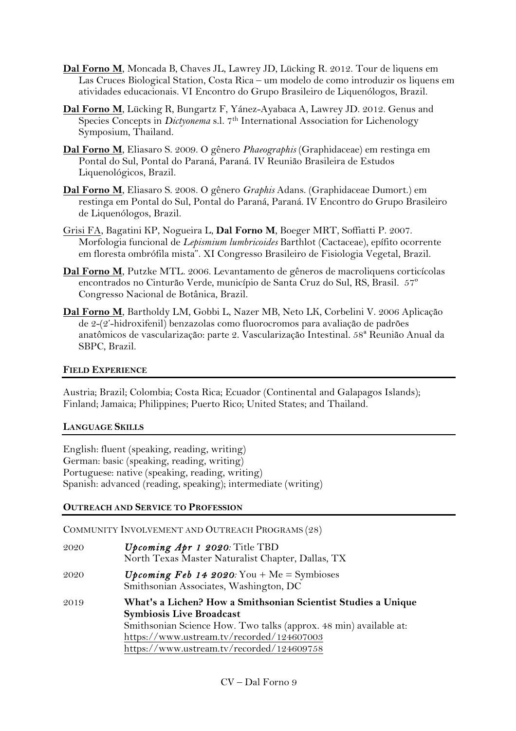**<u>Dal Forno M</u>**, Moncada B, Chaves JL, Lawrey JD, Lücking R. 2012. Tour de liquens em Las Cruces Biological Station, Costa Rica – um modelo de como introduzir os liquens em atividades educacionais. VI Encontro do Grupo Brasileiro de Liquenólogos, Brazil.

**<u>Dal Forno M</u>**, Lücking R, Bungartz F, Yánez-Ayabaca A, Lawrey JD. 2012. Genus and Species Concepts in *Dictyonema* s.l. 7th International Association for Lichenology Symposium, Thailand.

**<u>Dal Forno M</u>**, Eliasaro S. 2009. O gênero *Phaeographis* (Graphidaceae) em restinga em Pontal do Sul, Pontal do Paraná, Paraná. IV Reunião Brasileira de Estudos Liquenológicos, Brazil.

**<u>Dal Forno M</u>**, Eliasaro S. 2008. O gênero *Graphis* Adans. (Graphidaceae Dumort.) em restinga em Pontal do Sul, Pontal do Paraná, Paraná. IV Encontro do Grupo Brasileiro de Liquenólogos, Brazil.

<u>Grisi FA</u>, Bagatini KP, Nogueira L, **Dal Forno M**, Boeger MRT, Soffiatti P. 2007. Morfologia funcional de *Lepismium lumbricoides* Barthlot (Cactaceae), epífito ocorrente em floresta ombrófila mista". XI Congresso Brasileiro de Fisiologia Vegetal, Brazil.

**<u>Dal Forno M</u>**, Putzke MTL. 2006. Levantamento de gêneros de macroliquens corticícolas encontrados no Cinturão Verde, município de Santa Cruz do Sul, RS, Brasil. 57º Congresso Nacional de Botânica, Brazil.

**<u>Dal Forno M</u>**, Bartholdy LM, Gobbi L, Nazer MB, Neto LK, Corbelini V. 2006 Aplicação de 2-(2'-hidroxifenil) benzazolas como fluorocromos para avaliação de padrões anatômicos de vascularização: parte 2. Vascularização Intestinal. 58ª Reunião Anual da SBPC, Brazil.

## FIELD EXPERIENCE

Austria; Brazil; Colombia; Costa Rica; Ecuador (Continental and Galapagos Islands); Finland; Jamaica; Philippines; Puerto Rico; United States; and Thailand.

## LANGUAGE SKILLS

English: fluent (speaking, reading, writing)
German: basic (speaking, reading, writing)
Portuguese: native (speaking, reading, writing)
Spanish: advanced (reading, speaking); intermediate (writing)

## OUTREACH AND SERVICE TO PROFESSION

### COMMUNITY INVOLVEMENT AND OUTREACH PROGRAMS (28)

| | |
|---|---|
| 2020 | ***Upcoming Apr 1 2020:*** Title TBD<br>North Texas Master Naturalist Chapter, Dallas, TX |
| 2020 | ***Upcoming Feb 14 2020:*** You + Me = Symbioses<br>Smithsonian Associates, Washington, DC |
| 2019 | **What's a Lichen? How a Smithsonian Scientist Studies a Unique Symbiosis Live Broadcast**<br>Smithsonian Science How. Two talks (approx. 48 min) available at:<br>https://www.ustream.tv/recorded/124607003<br>https://www.ustream.tv/recorded/124609758 |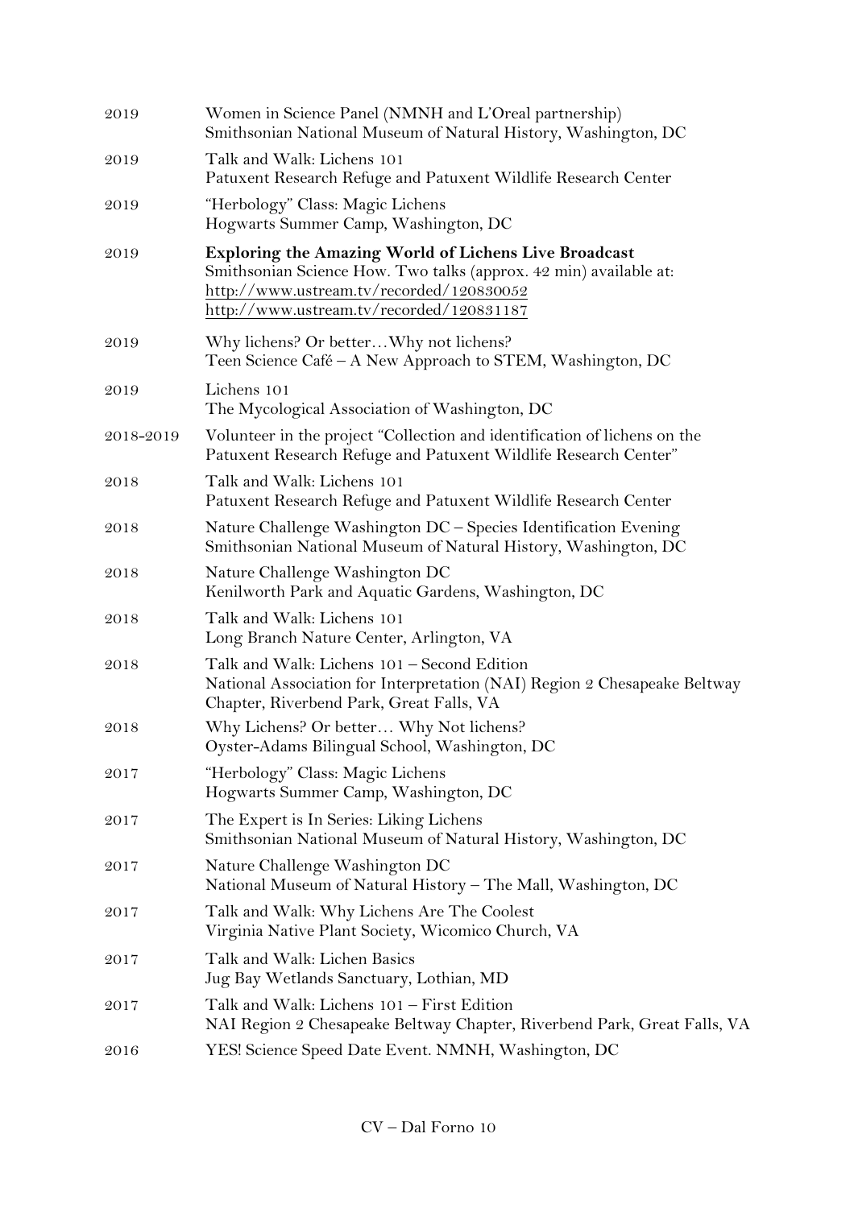| | |
|---|---|
| 2019 | Women in Science Panel (NMNH and L'Oreal partnership)<br>Smithsonian National Museum of Natural History, Washington, DC |
| 2019 | Talk and Walk: Lichens 101<br>Patuxent Research Refuge and Patuxent Wildlife Research Center |
| 2019 | "Herbology" Class: Magic Lichens<br>Hogwarts Summer Camp, Washington, DC |
| 2019 | **Exploring the Amazing World of Lichens Live Broadcast**<br>Smithsonian Science How. Two talks (approx. 42 min) available at:<br>http://www.ustream.tv/recorded/120830052<br>http://www.ustream.tv/recorded/120831187 |
| 2019 | Why lichens? Or better…Why not lichens?<br>Teen Science Café – A New Approach to STEM, Washington, DC |
| 2019 | Lichens 101<br>The Mycological Association of Washington, DC |
| 2018-2019 | Volunteer in the project "Collection and identification of lichens on the Patuxent Research Refuge and Patuxent Wildlife Research Center" |
| 2018 | Talk and Walk: Lichens 101<br>Patuxent Research Refuge and Patuxent Wildlife Research Center |
| 2018 | Nature Challenge Washington DC – Species Identification Evening<br>Smithsonian National Museum of Natural History, Washington, DC |
| 2018 | Nature Challenge Washington DC<br>Kenilworth Park and Aquatic Gardens, Washington, DC |
| 2018 | Talk and Walk: Lichens 101<br>Long Branch Nature Center, Arlington, VA |
| 2018 | Talk and Walk: Lichens 101 – Second Edition<br>National Association for Interpretation (NAI) Region 2 Chesapeake Beltway Chapter, Riverbend Park, Great Falls, VA |
| 2018 | Why Lichens? Or better… Why Not lichens?<br>Oyster-Adams Bilingual School, Washington, DC |
| 2017 | "Herbology" Class: Magic Lichens<br>Hogwarts Summer Camp, Washington, DC |
| 2017 | The Expert is In Series: Liking Lichens<br>Smithsonian National Museum of Natural History, Washington, DC |
| 2017 | Nature Challenge Washington DC<br>National Museum of Natural History – The Mall, Washington, DC |
| 2017 | Talk and Walk: Why Lichens Are The Coolest<br>Virginia Native Plant Society, Wicomico Church, VA |
| 2017 | Talk and Walk: Lichen Basics<br>Jug Bay Wetlands Sanctuary, Lothian, MD |
| 2017 | Talk and Walk: Lichens 101 – First Edition<br>NAI Region 2 Chesapeake Beltway Chapter, Riverbend Park, Great Falls, VA |
| 2016 | YES! Science Speed Date Event. NMNH, Washington, DC |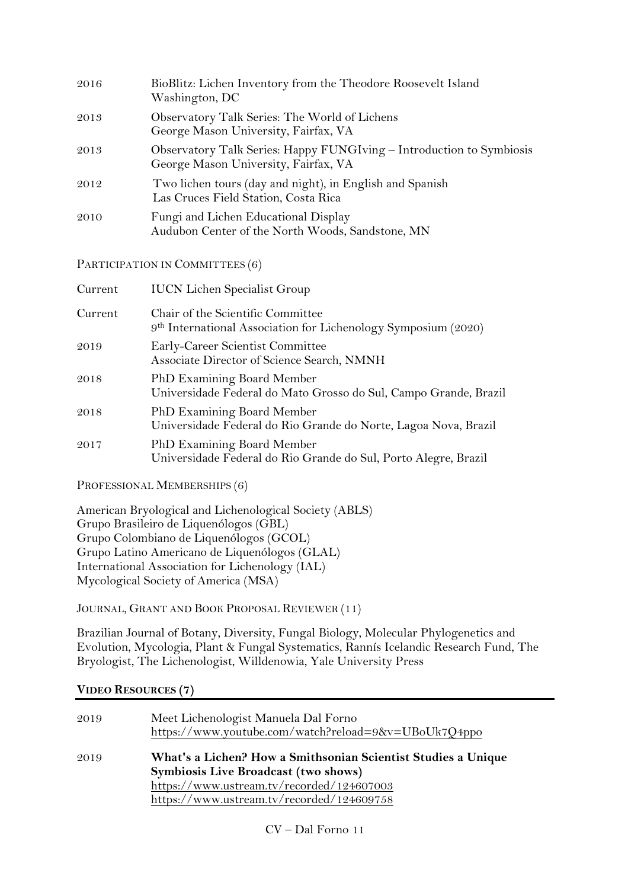| | |
|---|---|
| 2016 | BioBlitz: Lichen Inventory from the Theodore Roosevelt Island<br>Washington, DC |
| 2013 | Observatory Talk Series: The World of Lichens<br>George Mason University, Fairfax, VA |
| 2013 | Observatory Talk Series: Happy FUNGIving – Introduction to Symbiosis<br>George Mason University, Fairfax, VA |
| 2012 | Two lichen tours (day and night), in English and Spanish<br>Las Cruces Field Station, Costa Rica |
| 2010 | Fungi and Lichen Educational Display<br>Audubon Center of the North Woods, Sandstone, MN |

PARTICIPATION IN COMMITTEES (6)

| | |
|---|---|
| Current | IUCN Lichen Specialist Group |
| Current | Chair of the Scientific Committee<br>9th International Association for Lichenology Symposium (2020) |
| 2019 | Early-Career Scientist Committee<br>Associate Director of Science Search, NMNH |
| 2018 | PhD Examining Board Member<br>Universidade Federal do Mato Grosso do Sul, Campo Grande, Brazil |
| 2018 | PhD Examining Board Member<br>Universidade Federal do Rio Grande do Norte, Lagoa Nova, Brazil |
| 2017 | PhD Examining Board Member<br>Universidade Federal do Rio Grande do Sul, Porto Alegre, Brazil |

PROFESSIONAL MEMBERSHIPS (6)

American Bryological and Lichenological Society (ABLS)
Grupo Brasileiro de Liquenólogos (GBL)
Grupo Colombiano de Liquenólogos (GCOL)
Grupo Latino Americano de Liquenólogos (GLAL)
International Association for Lichenology (IAL)
Mycological Society of America (MSA)

JOURNAL, GRANT AND BOOK PROPOSAL REVIEWER (11)

Brazilian Journal of Botany, Diversity, Fungal Biology, Molecular Phylogenetics and Evolution, Mycologia, Plant & Fungal Systematics, Rannís Icelandic Research Fund, The Bryologist, The Lichenologist, Willdenowia, Yale University Press

## VIDEO RESOURCES (7)

| | |
|---|---|
| 2019 | Meet Lichenologist Manuela Dal Forno<br>https://www.youtube.com/watch?reload=9&v=UBoUk7Q4ppo |
| 2019 | **What's a Lichen? How a Smithsonian Scientist Studies a Unique Symbiosis Live Broadcast (two shows)**<br>https://www.ustream.tv/recorded/124607003<br>https://www.ustream.tv/recorded/124609758 |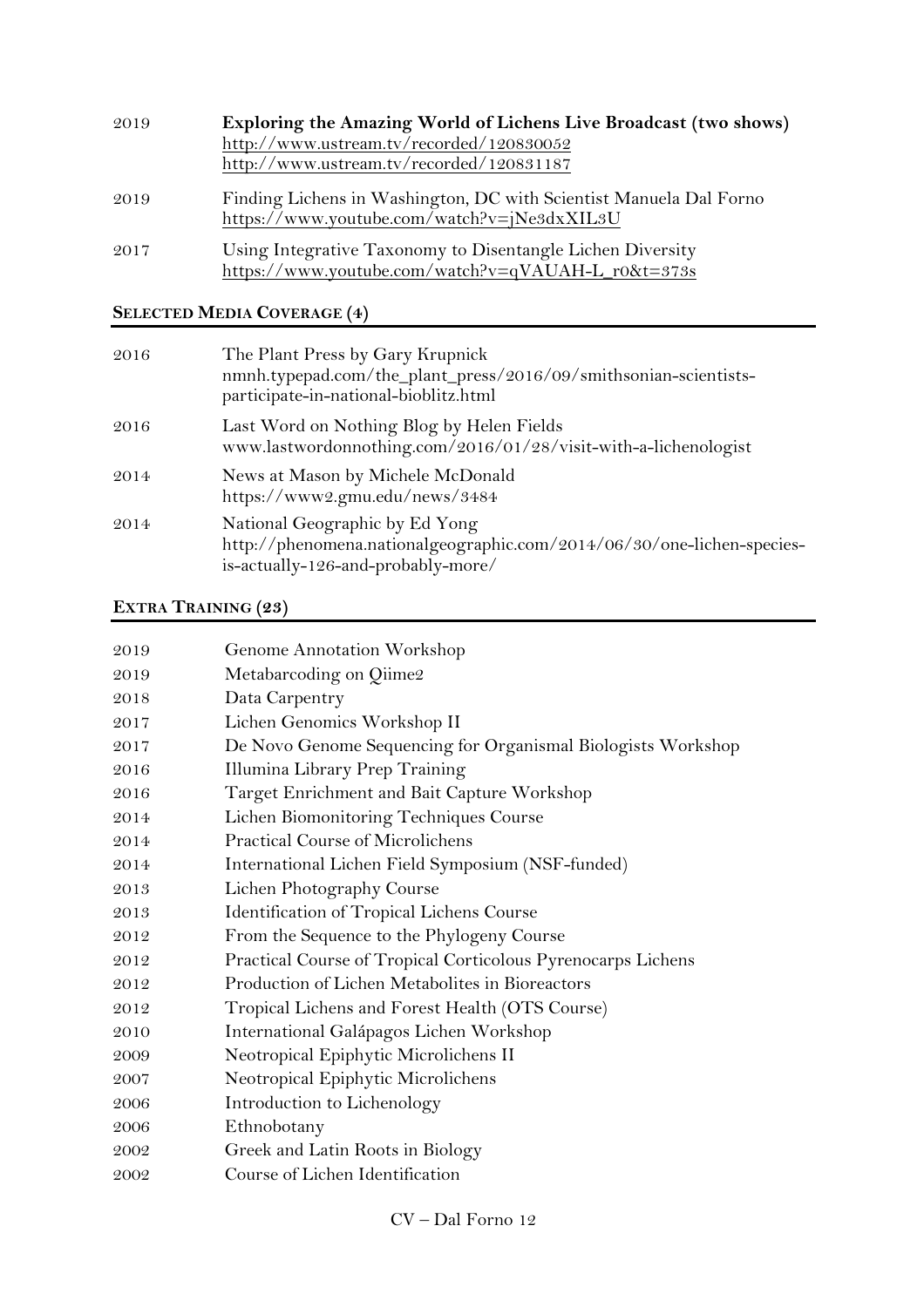| | |
|---|---|
| 2019 | **Exploring the Amazing World of Lichens Live Broadcast (two shows)**<br>http://www.ustream.tv/recorded/120830052<br>http://www.ustream.tv/recorded/120831187 |
| 2019 | Finding Lichens in Washington, DC with Scientist Manuela Dal Forno<br>https://www.youtube.com/watch?v=jNe3dxXIL3U |
| 2017 | Using Integrative Taxonomy to Disentangle Lichen Diversity<br>https://www.youtube.com/watch?v=qVAUAH-L_r0&t=373s |

## SELECTED MEDIA COVERAGE (4)

| | |
|---|---|
| 2016 | The Plant Press by Gary Krupnick<br>nmnh.typepad.com/the_plant_press/2016/09/smithsonian-scientists-participate-in-national-bioblitz.html |
| 2016 | Last Word on Nothing Blog by Helen Fields<br>www.lastwordonnothing.com/2016/01/28/visit-with-a-lichenologist |
| 2014 | News at Mason by Michele McDonald<br>https://www2.gmu.edu/news/3484 |
| 2014 | National Geographic by Ed Yong<br>http://phenomena.nationalgeographic.com/2014/06/30/one-lichen-species-is-actually-126-and-probably-more/ |

## EXTRA TRAINING (23)

| | |
|---|---|
| 2019 | Genome Annotation Workshop |
| 2019 | Metabarcoding on Qiime2 |
| 2018 | Data Carpentry |
| 2017 | Lichen Genomics Workshop II |
| 2017 | De Novo Genome Sequencing for Organismal Biologists Workshop |
| 2016 | Illumina Library Prep Training |
| 2016 | Target Enrichment and Bait Capture Workshop |
| 2014 | Lichen Biomonitoring Techniques Course |
| 2014 | Practical Course of Microlichens |
| 2014 | International Lichen Field Symposium (NSF-funded) |
| 2013 | Lichen Photography Course |
| 2013 | Identification of Tropical Lichens Course |
| 2012 | From the Sequence to the Phylogeny Course |
| 2012 | Practical Course of Tropical Corticolous Pyrenocarps Lichens |
| 2012 | Production of Lichen Metabolites in Bioreactors |
| 2012 | Tropical Lichens and Forest Health (OTS Course) |
| 2010 | International Galápagos Lichen Workshop |
| 2009 | Neotropical Epiphytic Microlichens II |
| 2007 | Neotropical Epiphytic Microlichens |
| 2006 | Introduction to Lichenology |
| 2006 | Ethnobotany |
| 2002 | Greek and Latin Roots in Biology |
| 2002 | Course of Lichen Identification |